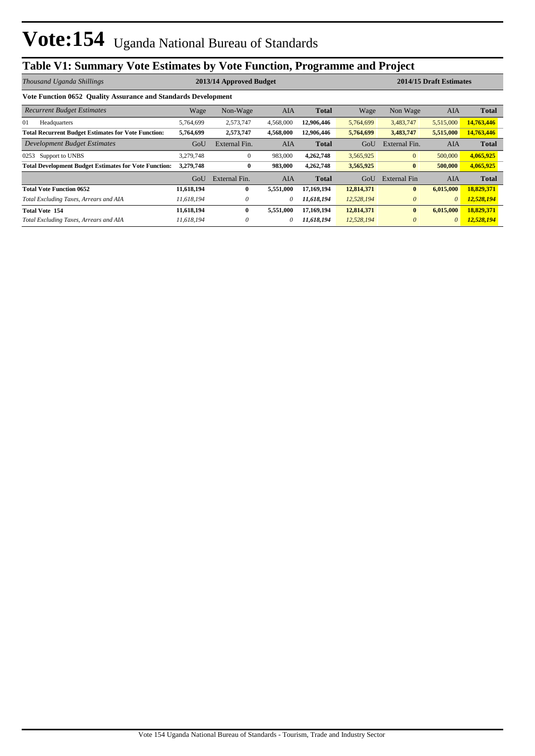# Vote:154 Uganda National Bureau of Standards

## Table V1: Summary Vote Estimates by Vote Function, Programme and Project

| *Thousand Uganda Shillings* | 2013/14 Approved Budget | | | | 2014/15 Draft Estimates | | | |
|---|---|---|---|---|---|---|---|---|
| **Vote Function 0652 Quality Assurance and Standards Development** | | | | | | | | |
| *Recurrent Budget Estimates* | Wage | Non-Wage | AIA | **Total** | Wage | Non Wage | AIA | **Total** |
| 01 Headquarters | 5,764,699 | 2,573,747 | 4,568,000 | **12,906,446** | 5,764,699 | 3,483,747 | 5,515,000 | **14,763,446** |
| **Total Recurrent Budget Estimates for Vote Function:** | **5,764,699** | **2,573,747** | **4,568,000** | **12,906,446** | **5,764,699** | **3,483,747** | **5,515,000** | **14,763,446** |
| *Development Budget Estimates* | GoU | External Fin. | AIA | **Total** | GoU | External Fin. | AIA | **Total** |
| 0253 Support to UNBS | 3,279,748 | 0 | 983,000 | **4,262,748** | 3,565,925 | 0 | 500,000 | **4,065,925** |
| **Total Development Budget Estimates for Vote Function:** | **3,279,748** | **0** | **983,000** | **4,262,748** | **3,565,925** | **0** | **500,000** | **4,065,925** |
| | GoU | External Fin. | AIA | **Total** | GoU | External Fin | AIA | **Total** |
| **Total Vote Function 0652** | **11,618,194** | **0** | **5,551,000** | **17,169,194** | **12,814,371** | **0** | **6,015,000** | **18,829,371** |
| *Total Excluding Taxes, Arrears and AIA* | *11,618,194* | *0* | *0* | ***11,618,194*** | *12,528,194* | *0* | *0* | ***12,528,194*** |
| **Total Vote 154** | **11,618,194** | **0** | **5,551,000** | **17,169,194** | **12,814,371** | **0** | **6,015,000** | **18,829,371** |
| *Total Excluding Taxes, Arrears and AIA* | *11,618,194* | *0* | *0* | ***11,618,194*** | *12,528,194* | *0* | *0* | ***12,528,194*** |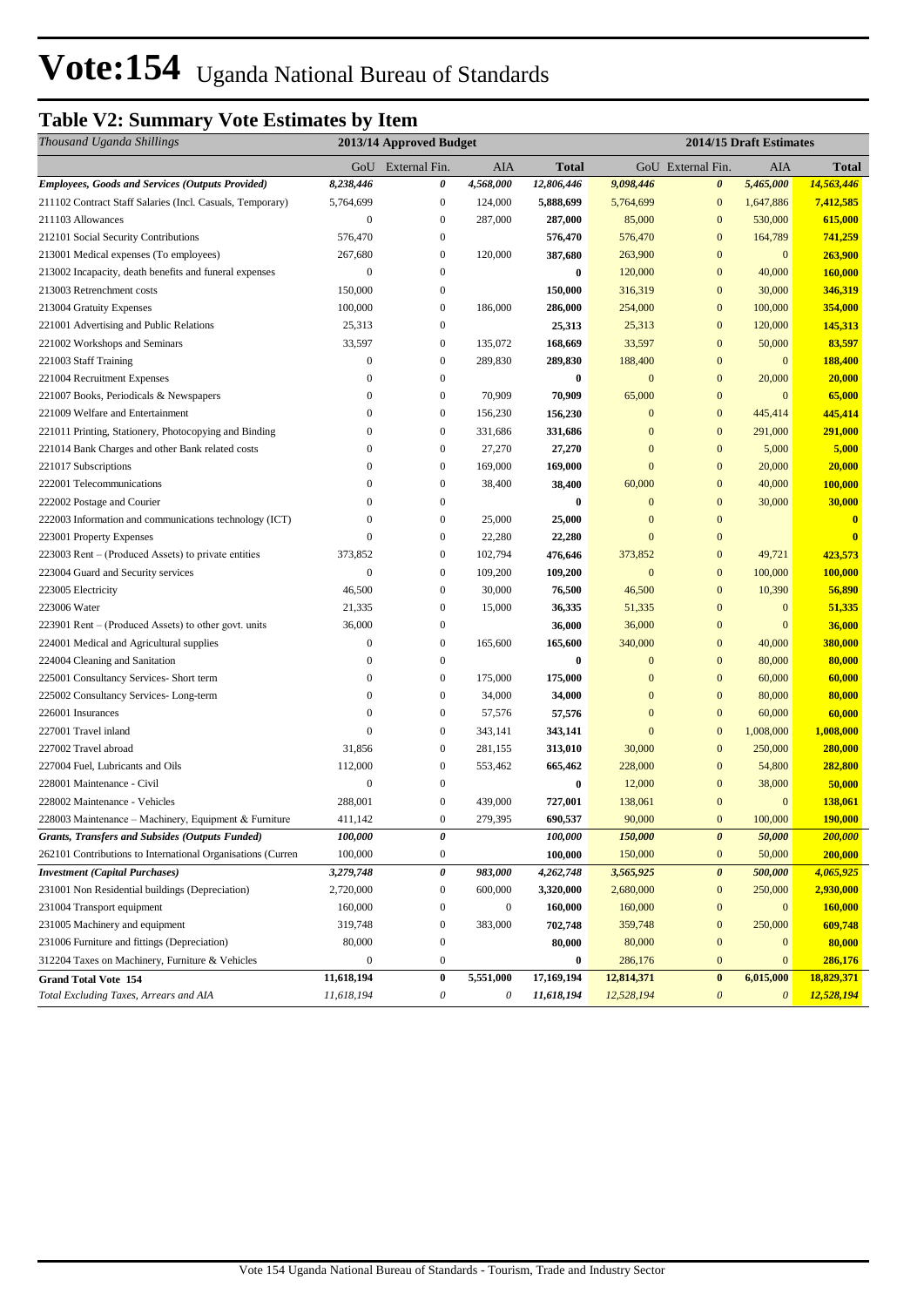# Vote:154 Uganda National Bureau of Standards

## Table V2: Summary Vote Estimates by Item

| *Thousand Uganda Shillings* | 2013/14 Approved Budget | | | | 2014/15 Draft Estimates | | | |
|---|---|---|---|---|---|---|---|---|
| | GoU | External Fin. | AIA | Total | GoU | External Fin. | AIA | Total |
| ***Employees, Goods and Services (Outputs Provided)*** | ***8,238,446*** | ***0*** | ***4,568,000*** | ***12,806,446*** | ***9,098,446*** | ***0*** | ***5,465,000*** | ***14,563,446*** |
| 211102 Contract Staff Salaries (Incl. Casuals, Temporary) | 5,764,699 | 0 | 124,000 | **5,888,699** | 5,764,699 | 0 | 1,647,886 | **7,412,585** |
| 211103 Allowances | 0 | 0 | 287,000 | **287,000** | 85,000 | 0 | 530,000 | **615,000** |
| 212101 Social Security Contributions | 576,470 | 0 | | **576,470** | 576,470 | 0 | 164,789 | **741,259** |
| 213001 Medical expenses (To employees) | 267,680 | 0 | 120,000 | **387,680** | 263,900 | 0 | 0 | **263,900** |
| 213002 Incapacity, death benefits and funeral expenses | 0 | 0 | | **0** | 120,000 | 0 | 40,000 | **160,000** |
| 213003 Retrenchment costs | 150,000 | 0 | | **150,000** | 316,319 | 0 | 30,000 | **346,319** |
| 213004 Gratuity Expenses | 100,000 | 0 | 186,000 | **286,000** | 254,000 | 0 | 100,000 | **354,000** |
| 221001 Advertising and Public Relations | 25,313 | 0 | | **25,313** | 25,313 | 0 | 120,000 | **145,313** |
| 221002 Workshops and Seminars | 33,597 | 0 | 135,072 | **168,669** | 33,597 | 0 | 50,000 | **83,597** |
| 221003 Staff Training | 0 | 0 | 289,830 | **289,830** | 188,400 | 0 | 0 | **188,400** |
| 221004 Recruitment Expenses | 0 | 0 | | **0** | 0 | 0 | 20,000 | **20,000** |
| 221007 Books, Periodicals & Newspapers | 0 | 0 | 70,909 | **70,909** | 65,000 | 0 | 0 | **65,000** |
| 221009 Welfare and Entertainment | 0 | 0 | 156,230 | **156,230** | 0 | 0 | 445,414 | **445,414** |
| 221011 Printing, Stationery, Photocopying and Binding | 0 | 0 | 331,686 | **331,686** | 0 | 0 | 291,000 | **291,000** |
| 221014 Bank Charges and other Bank related costs | 0 | 0 | 27,270 | **27,270** | 0 | 0 | 5,000 | **5,000** |
| 221017 Subscriptions | 0 | 0 | 169,000 | **169,000** | 0 | 0 | 20,000 | **20,000** |
| 222001 Telecommunications | 0 | 0 | 38,400 | **38,400** | 60,000 | 0 | 40,000 | **100,000** |
| 222002 Postage and Courier | 0 | 0 | | **0** | 0 | 0 | 30,000 | **30,000** |
| 222003 Information and communications technology (ICT) | 0 | 0 | 25,000 | **25,000** | 0 | 0 | | **0** |
| 223001 Property Expenses | 0 | 0 | 22,280 | **22,280** | 0 | 0 | | **0** |
| 223003 Rent – (Produced Assets) to private entities | 373,852 | 0 | 102,794 | **476,646** | 373,852 | 0 | 49,721 | **423,573** |
| 223004 Guard and Security services | 0 | 0 | 109,200 | **109,200** | 0 | 0 | 100,000 | **100,000** |
| 223005 Electricity | 46,500 | 0 | 30,000 | **76,500** | 46,500 | 0 | 10,390 | **56,890** |
| 223006 Water | 21,335 | 0 | 15,000 | **36,335** | 51,335 | 0 | 0 | **51,335** |
| 223901 Rent – (Produced Assets) to other govt. units | 36,000 | 0 | | **36,000** | 36,000 | 0 | 0 | **36,000** |
| 224001 Medical and Agricultural supplies | 0 | 0 | 165,600 | **165,600** | 340,000 | 0 | 40,000 | **380,000** |
| 224004 Cleaning and Sanitation | 0 | 0 | | **0** | 0 | 0 | 80,000 | **80,000** |
| 225001 Consultancy Services- Short term | 0 | 0 | 175,000 | **175,000** | 0 | 0 | 60,000 | **60,000** |
| 225002 Consultancy Services- Long-term | 0 | 0 | 34,000 | **34,000** | 0 | 0 | 80,000 | **80,000** |
| 226001 Insurances | 0 | 0 | 57,576 | **57,576** | 0 | 0 | 60,000 | **60,000** |
| 227001 Travel inland | 0 | 0 | 343,141 | **343,141** | 0 | 0 | 1,008,000 | **1,008,000** |
| 227002 Travel abroad | 31,856 | 0 | 281,155 | **313,010** | 30,000 | 0 | 250,000 | **280,000** |
| 227004 Fuel, Lubricants and Oils | 112,000 | 0 | 553,462 | **665,462** | 228,000 | 0 | 54,800 | **282,800** |
| 228001 Maintenance - Civil | 0 | 0 | | **0** | 12,000 | 0 | 38,000 | **50,000** |
| 228002 Maintenance - Vehicles | 288,001 | 0 | 439,000 | **727,001** | 138,061 | 0 | 0 | **138,061** |
| 228003 Maintenance – Machinery, Equipment & Furniture | 411,142 | 0 | 279,395 | **690,537** | 90,000 | 0 | 100,000 | **190,000** |
| ***Grants, Transfers and Subsides (Outputs Funded)*** | ***100,000*** | ***0*** | | ***100,000*** | ***150,000*** | ***0*** | ***50,000*** | ***200,000*** |
| 262101 Contributions to International Organisations (Curren | 100,000 | 0 | | **100,000** | 150,000 | 0 | 50,000 | **200,000** |
| ***Investment (Capital Purchases)*** | ***3,279,748*** | ***0*** | ***983,000*** | ***4,262,748*** | ***3,565,925*** | ***0*** | ***500,000*** | ***4,065,925*** |
| 231001 Non Residential buildings (Depreciation) | 2,720,000 | 0 | 600,000 | **3,320,000** | 2,680,000 | 0 | 250,000 | **2,930,000** |
| 231004 Transport equipment | 160,000 | 0 | 0 | **160,000** | 160,000 | 0 | 0 | **160,000** |
| 231005 Machinery and equipment | 319,748 | 0 | 383,000 | **702,748** | 359,748 | 0 | 250,000 | **609,748** |
| 231006 Furniture and fittings (Depreciation) | 80,000 | 0 | | **80,000** | 80,000 | 0 | 0 | **80,000** |
| 312204 Taxes on Machinery, Furniture & Vehicles | 0 | 0 | | **0** | 286,176 | 0 | 0 | **286,176** |
| **Grand Total Vote 154** | **11,618,194** | **0** | **5,551,000** | **17,169,194** | **12,814,371** | **0** | **6,015,000** | **18,829,371** |
| *Total Excluding Taxes, Arrears and AIA* | *11,618,194* | *0* | *0* | ***11,618,194*** | *12,528,194* | *0* | *0* | ***12,528,194*** |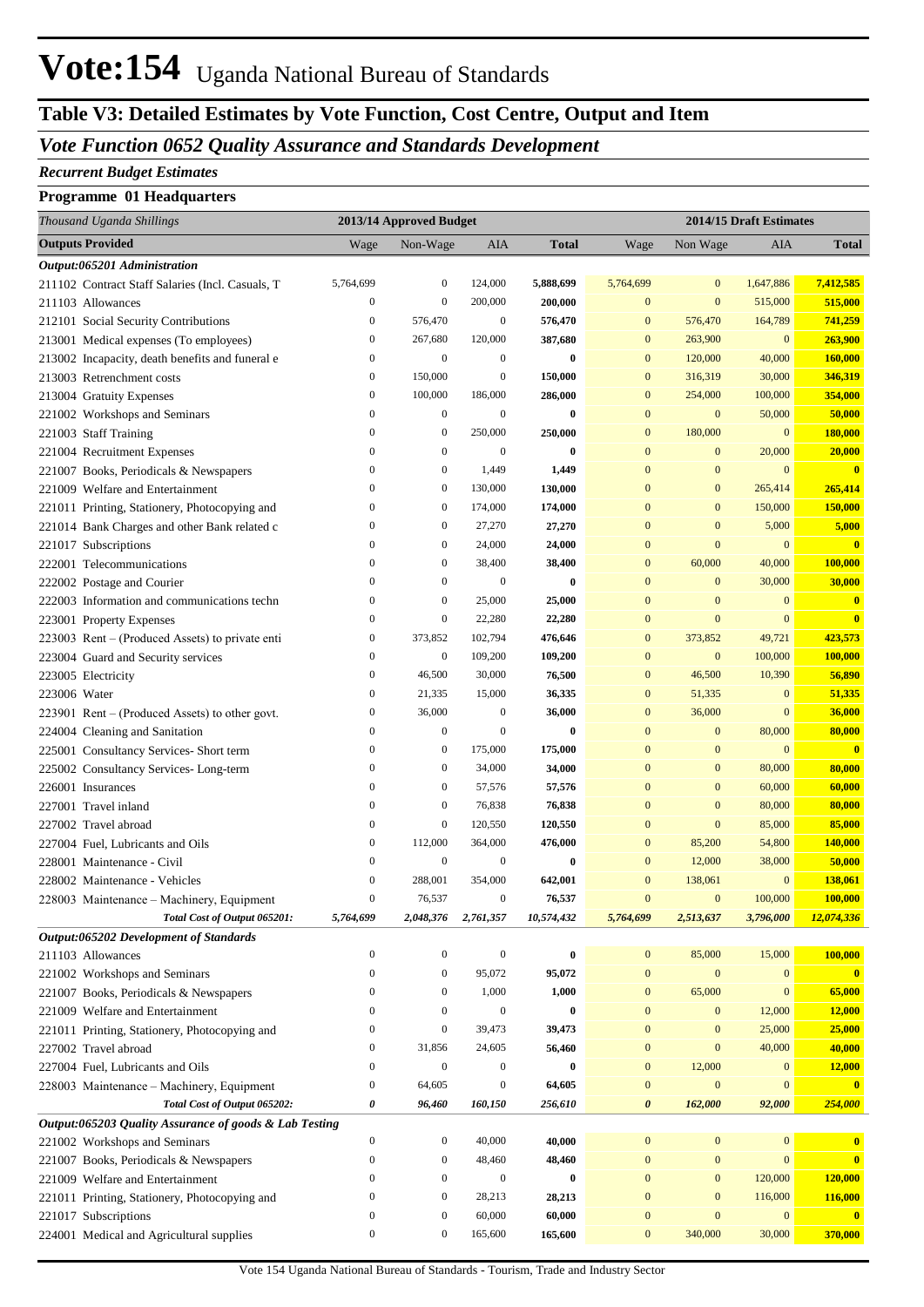# Vote:154 Uganda National Bureau of Standards

## Table V3: Detailed Estimates by Vote Function, Cost Centre, Output and Item

### *Vote Function 0652 Quality Assurance and Standards Development*

***Recurrent Budget Estimates***

**Programme 01 Headquarters**

| *Thousand Uganda Shillings* | 2013/14 Approved Budget | | | | 2014/15 Draft Estimates | | | |
|---|---|---|---|---|---|---|---|---|
| **Outputs Provided** | Wage | Non-Wage | AIA | **Total** | Wage | Non Wage | AIA | **Total** |
| ***Output:065201 Administration*** | | | | | | | | |
| 211102 Contract Staff Salaries (Incl. Casuals, T | 5,764,699 | 0 | 124,000 | **5,888,699** | 5,764,699 | 0 | 1,647,886 | **7,412,585** |
| 211103 Allowances | 0 | 0 | 200,000 | **200,000** | 0 | 0 | 515,000 | **515,000** |
| 212101 Social Security Contributions | 0 | 576,470 | 0 | **576,470** | 0 | 576,470 | 164,789 | **741,259** |
| 213001 Medical expenses (To employees) | 0 | 267,680 | 120,000 | **387,680** | 0 | 263,900 | 0 | **263,900** |
| 213002 Incapacity, death benefits and funeral e | 0 | 0 | 0 | **0** | 0 | 120,000 | 40,000 | **160,000** |
| 213003 Retrenchment costs | 0 | 150,000 | 0 | **150,000** | 0 | 316,319 | 30,000 | **346,319** |
| 213004 Gratuity Expenses | 0 | 100,000 | 186,000 | **286,000** | 0 | 254,000 | 100,000 | **354,000** |
| 221002 Workshops and Seminars | 0 | 0 | 0 | **0** | 0 | 0 | 50,000 | **50,000** |
| 221003 Staff Training | 0 | 0 | 250,000 | **250,000** | 0 | 180,000 | 0 | **180,000** |
| 221004 Recruitment Expenses | 0 | 0 | 0 | **0** | 0 | 0 | 20,000 | **20,000** |
| 221007 Books, Periodicals & Newspapers | 0 | 0 | 1,449 | **1,449** | 0 | 0 | 0 | **0** |
| 221009 Welfare and Entertainment | 0 | 0 | 130,000 | **130,000** | 0 | 0 | 265,414 | **265,414** |
| 221011 Printing, Stationery, Photocopying and | 0 | 0 | 174,000 | **174,000** | 0 | 0 | 150,000 | **150,000** |
| 221014 Bank Charges and other Bank related c | 0 | 0 | 27,270 | **27,270** | 0 | 0 | 5,000 | **5,000** |
| 221017 Subscriptions | 0 | 0 | 24,000 | **24,000** | 0 | 0 | 0 | **0** |
| 222001 Telecommunications | 0 | 0 | 38,400 | **38,400** | 0 | 60,000 | 40,000 | **100,000** |
| 222002 Postage and Courier | 0 | 0 | 0 | **0** | 0 | 0 | 30,000 | **30,000** |
| 222003 Information and communications techn | 0 | 0 | 25,000 | **25,000** | 0 | 0 | 0 | **0** |
| 223001 Property Expenses | 0 | 0 | 22,280 | **22,280** | 0 | 0 | 0 | **0** |
| 223003 Rent – (Produced Assets) to private enti | 0 | 373,852 | 102,794 | **476,646** | 0 | 373,852 | 49,721 | **423,573** |
| 223004 Guard and Security services | 0 | 0 | 109,200 | **109,200** | 0 | 0 | 100,000 | **100,000** |
| 223005 Electricity | 0 | 46,500 | 30,000 | **76,500** | 0 | 46,500 | 10,390 | **56,890** |
| 223006 Water | 0 | 21,335 | 15,000 | **36,335** | 0 | 51,335 | 0 | **51,335** |
| 223901 Rent – (Produced Assets) to other govt. | 0 | 36,000 | 0 | **36,000** | 0 | 36,000 | 0 | **36,000** |
| 224004 Cleaning and Sanitation | 0 | 0 | 0 | **0** | 0 | 0 | 80,000 | **80,000** |
| 225001 Consultancy Services- Short term | 0 | 0 | 175,000 | **175,000** | 0 | 0 | 0 | **0** |
| 225002 Consultancy Services- Long-term | 0 | 0 | 34,000 | **34,000** | 0 | 0 | 80,000 | **80,000** |
| 226001 Insurances | 0 | 0 | 57,576 | **57,576** | 0 | 0 | 60,000 | **60,000** |
| 227001 Travel inland | 0 | 0 | 76,838 | **76,838** | 0 | 0 | 80,000 | **80,000** |
| 227002 Travel abroad | 0 | 0 | 120,550 | **120,550** | 0 | 0 | 85,000 | **85,000** |
| 227004 Fuel, Lubricants and Oils | 0 | 112,000 | 364,000 | **476,000** | 0 | 85,200 | 54,800 | **140,000** |
| 228001 Maintenance - Civil | 0 | 0 | 0 | **0** | 0 | 12,000 | 38,000 | **50,000** |
| 228002 Maintenance - Vehicles | 0 | 288,001 | 354,000 | **642,001** | 0 | 138,061 | 0 | **138,061** |
| 228003 Maintenance – Machinery, Equipment | 0 | 76,537 | 0 | **76,537** | 0 | 0 | 100,000 | **100,000** |
| ***Total Cost of Output 065201:*** | ***5,764,699*** | ***2,048,376*** | ***2,761,357*** | ***10,574,432*** | ***5,764,699*** | ***2,513,637*** | ***3,796,000*** | ***12,074,336*** |
| ***Output:065202 Development of Standards*** | | | | | | | | |
| 211103 Allowances | 0 | 0 | 0 | **0** | 0 | 85,000 | 15,000 | **100,000** |
| 221002 Workshops and Seminars | 0 | 0 | 95,072 | **95,072** | 0 | 0 | 0 | **0** |
| 221007 Books, Periodicals & Newspapers | 0 | 0 | 1,000 | **1,000** | 0 | 65,000 | 0 | **65,000** |
| 221009 Welfare and Entertainment | 0 | 0 | 0 | **0** | 0 | 0 | 12,000 | **12,000** |
| 221011 Printing, Stationery, Photocopying and | 0 | 0 | 39,473 | **39,473** | 0 | 0 | 25,000 | **25,000** |
| 227002 Travel abroad | 0 | 31,856 | 24,605 | **56,460** | 0 | 0 | 40,000 | **40,000** |
| 227004 Fuel, Lubricants and Oils | 0 | 0 | 0 | **0** | 0 | 12,000 | 0 | **12,000** |
| 228003 Maintenance – Machinery, Equipment | 0 | 64,605 | 0 | **64,605** | 0 | 0 | 0 | **0** |
| ***Total Cost of Output 065202:*** | ***0*** | ***96,460*** | ***160,150*** | ***256,610*** | ***0*** | ***162,000*** | ***92,000*** | ***254,000*** |
| ***Output:065203 Quality Assurance of goods & Lab Testing*** | | | | | | | | |
| 221002 Workshops and Seminars | 0 | 0 | 40,000 | **40,000** | 0 | 0 | 0 | **0** |
| 221007 Books, Periodicals & Newspapers | 0 | 0 | 48,460 | **48,460** | 0 | 0 | 0 | **0** |
| 221009 Welfare and Entertainment | 0 | 0 | 0 | **0** | 0 | 0 | 120,000 | **120,000** |
| 221011 Printing, Stationery, Photocopying and | 0 | 0 | 28,213 | **28,213** | 0 | 0 | 116,000 | **116,000** |
| 221017 Subscriptions | 0 | 0 | 60,000 | **60,000** | 0 | 0 | 0 | **0** |
| 224001 Medical and Agricultural supplies | 0 | 0 | 165,600 | **165,600** | 0 | 340,000 | 30,000 | **370,000** |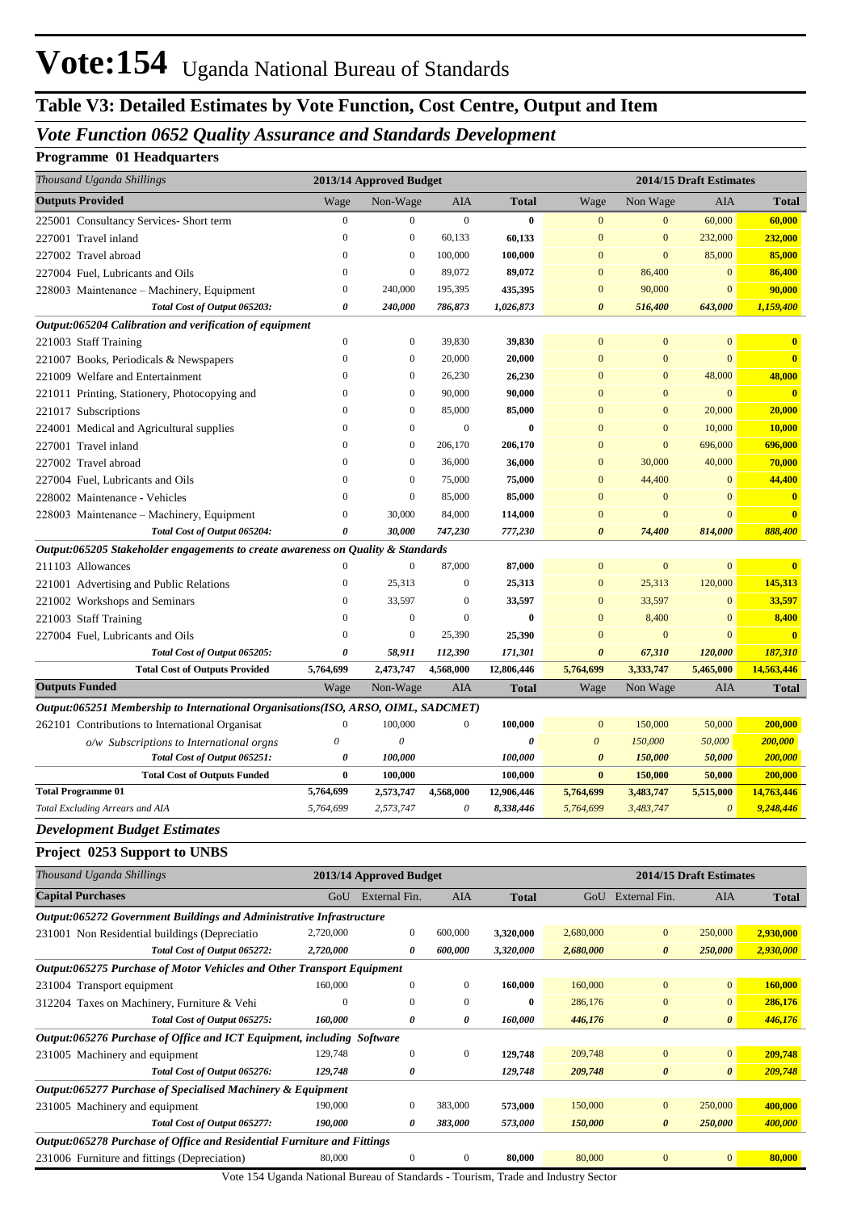# Vote:154 Uganda National Bureau of Standards

## Table V3: Detailed Estimates by Vote Function, Cost Centre, Output and Item

### *Vote Function 0652 Quality Assurance and Standards Development*

**Programme 01 Headquarters**

| *Thousand Uganda Shillings* | 2013/14 Approved Budget | | | | 2014/15 Draft Estimates | | | |
|---|---|---|---|---|---|---|---|---|
| **Outputs Provided** | Wage | Non-Wage | AIA | **Total** | Wage | Non Wage | AIA | **Total** |
| 225001 Consultancy Services- Short term | 0 | 0 | 0 | **0** | 0 | 0 | 60,000 | **60,000** |
| 227001 Travel inland | 0 | 0 | 60,133 | **60,133** | 0 | 0 | 232,000 | **232,000** |
| 227002 Travel abroad | 0 | 0 | 100,000 | **100,000** | 0 | 0 | 85,000 | **85,000** |
| 227004 Fuel, Lubricants and Oils | 0 | 0 | 89,072 | **89,072** | 0 | 86,400 | 0 | **86,400** |
| 228003 Maintenance – Machinery, Equipment | 0 | 240,000 | 195,395 | **435,395** | 0 | 90,000 | 0 | **90,000** |
| ***Total Cost of Output 065203:*** | ***0*** | ***240,000*** | ***786,873*** | ***1,026,873*** | ***0*** | ***516,400*** | ***643,000*** | ***1,159,400*** |
| ***Output:065204 Calibration and verification of equipment*** | | | | | | | | |
| 221003 Staff Training | 0 | 0 | 39,830 | **39,830** | 0 | 0 | 0 | **0** |
| 221007 Books, Periodicals & Newspapers | 0 | 0 | 20,000 | **20,000** | 0 | 0 | 0 | **0** |
| 221009 Welfare and Entertainment | 0 | 0 | 26,230 | **26,230** | 0 | 0 | 48,000 | **48,000** |
| 221011 Printing, Stationery, Photocopying and | 0 | 0 | 90,000 | **90,000** | 0 | 0 | 0 | **0** |
| 221017 Subscriptions | 0 | 0 | 85,000 | **85,000** | 0 | 0 | 20,000 | **20,000** |
| 224001 Medical and Agricultural supplies | 0 | 0 | 0 | **0** | 0 | 0 | 10,000 | **10,000** |
| 227001 Travel inland | 0 | 0 | 206,170 | **206,170** | 0 | 0 | 696,000 | **696,000** |
| 227002 Travel abroad | 0 | 0 | 36,000 | **36,000** | 0 | 30,000 | 40,000 | **70,000** |
| 227004 Fuel, Lubricants and Oils | 0 | 0 | 75,000 | **75,000** | 0 | 44,400 | 0 | **44,400** |
| 228002 Maintenance - Vehicles | 0 | 0 | 85,000 | **85,000** | 0 | 0 | 0 | **0** |
| 228003 Maintenance – Machinery, Equipment | 0 | 30,000 | 84,000 | **114,000** | 0 | 0 | 0 | **0** |
| ***Total Cost of Output 065204:*** | ***0*** | ***30,000*** | ***747,230*** | ***777,230*** | ***0*** | ***74,400*** | ***814,000*** | ***888,400*** |
| ***Output:065205 Stakeholder engagements to create awareness on Quality & Standards*** | | | | | | | | |
| 211103 Allowances | 0 | 0 | 87,000 | **87,000** | 0 | 0 | 0 | **0** |
| 221001 Advertising and Public Relations | 0 | 25,313 | 0 | **25,313** | 0 | 25,313 | 120,000 | **145,313** |
| 221002 Workshops and Seminars | 0 | 33,597 | 0 | **33,597** | 0 | 33,597 | 0 | **33,597** |
| 221003 Staff Training | 0 | 0 | 0 | **0** | 0 | 8,400 | 0 | **8,400** |
| 227004 Fuel, Lubricants and Oils | 0 | 0 | 25,390 | **25,390** | 0 | 0 | 0 | **0** |
| ***Total Cost of Output 065205:*** | ***0*** | ***58,911*** | ***112,390*** | ***171,301*** | ***0*** | ***67,310*** | ***120,000*** | ***187,310*** |
| **Total Cost of Outputs Provided** | **5,764,699** | **2,473,747** | **4,568,000** | **12,806,446** | **5,764,699** | **3,333,747** | **5,465,000** | **14,563,446** |
| **Outputs Funded** | Wage | Non-Wage | AIA | **Total** | Wage | Non Wage | AIA | **Total** |
| ***Output:065251 Membership to International Organisations(ISO, ARSO, OIML, SADCMET)*** | | | | | | | | |
| 262101 Contributions to International Organisat | 0 | 100,000 | 0 | **100,000** | 0 | 150,000 | 50,000 | **200,000** |
| *o/w Subscriptions to International orgns* | *0* | *0* | | ***0*** | *0* | *150,000* | *50,000* | ***200,000*** |
| ***Total Cost of Output 065251:*** | ***0*** | ***100,000*** | | ***100,000*** | ***0*** | ***150,000*** | ***50,000*** | ***200,000*** |
| **Total Cost of Outputs Funded** | **0** | **100,000** | | **100,000** | **0** | **150,000** | **50,000** | **200,000** |
| **Total Programme 01** | **5,764,699** | **2,573,747** | **4,568,000** | **12,906,446** | **5,764,699** | **3,483,747** | **5,515,000** | **14,763,446** |
| *Total Excluding Arrears and AIA* | *5,764,699* | *2,573,747* | *0* | *8,338,446* | *5,764,699* | *3,483,747* | *0* | *9,248,446* |

### *Development Budget Estimates*

**Project 0253 Support to UNBS**

| *Thousand Uganda Shillings* | 2013/14 Approved Budget | | | | 2014/15 Draft Estimates | | | |
|---|---|---|---|---|---|---|---|---|
| **Capital Purchases** | GoU | External Fin. | AIA | **Total** | GoU | External Fin. | AIA | **Total** |
| ***Output:065272 Government Buildings and Administrative Infrastructure*** | | | | | | | | |
| 231001 Non Residential buildings (Depreciatio | 2,720,000 | 0 | 600,000 | **3,320,000** | 2,680,000 | 0 | 250,000 | **2,930,000** |
| ***Total Cost of Output 065272:*** | ***2,720,000*** | ***0*** | ***600,000*** | ***3,320,000*** | ***2,680,000*** | ***0*** | ***250,000*** | ***2,930,000*** |
| ***Output:065275 Purchase of Motor Vehicles and Other Transport Equipment*** | | | | | | | | |
| 231004 Transport equipment | 160,000 | 0 | 0 | **160,000** | 160,000 | 0 | 0 | **160,000** |
| 312204 Taxes on Machinery, Furniture & Vehi | 0 | 0 | 0 | **0** | 286,176 | 0 | 0 | **286,176** |
| ***Total Cost of Output 065275:*** | ***160,000*** | ***0*** | ***0*** | ***160,000*** | ***446,176*** | ***0*** | ***0*** | ***446,176*** |
| ***Output:065276 Purchase of Office and ICT Equipment, including Software*** | | | | | | | | |
| 231005 Machinery and equipment | 129,748 | 0 | 0 | **129,748** | 209,748 | 0 | 0 | **209,748** |
| ***Total Cost of Output 065276:*** | ***129,748*** | ***0*** | | ***129,748*** | ***209,748*** | ***0*** | ***0*** | ***209,748*** |
| ***Output:065277 Purchase of Specialised Machinery & Equipment*** | | | | | | | | |
| 231005 Machinery and equipment | 190,000 | 0 | 383,000 | **573,000** | 150,000 | 0 | 250,000 | **400,000** |
| ***Total Cost of Output 065277:*** | ***190,000*** | ***0*** | ***383,000*** | ***573,000*** | ***150,000*** | ***0*** | ***250,000*** | ***400,000*** |
| ***Output:065278 Purchase of Office and Residential Furniture and Fittings*** | | | | | | | | |
| 231006 Furniture and fittings (Depreciation) | 80,000 | 0 | 0 | **80,000** | 80,000 | 0 | 0 | **80,000** |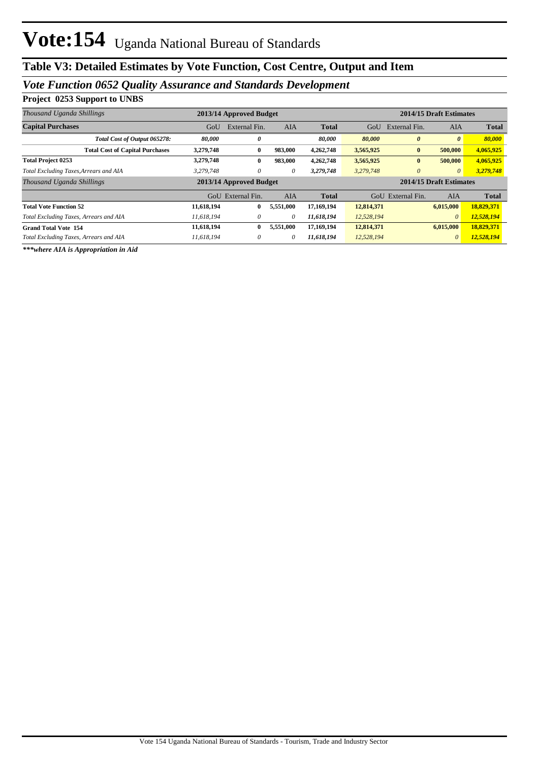# Vote:154 Uganda National Bureau of Standards

## Table V3: Detailed Estimates by Vote Function, Cost Centre, Output and Item

### *Vote Function 0652 Quality Assurance and Standards Development*

**Project 0253 Support to UNBS**

| *Thousand Uganda Shillings* | 2013/14 Approved Budget | | | | 2014/15 Draft Estimates | | | |
|---|---|---|---|---|---|---|---|---|
| **Capital Purchases** | GoU | External Fin. | AIA | **Total** | GoU | External Fin. | AIA | **Total** |
| ***Total Cost of Output 065278:*** | ***80,000*** | ***0*** | | ***80,000*** | ***80,000*** | ***0*** | ***0*** | ***80,000*** |
| **Total Cost of Capital Purchases** | **3,279,748** | **0** | **983,000** | **4,262,748** | **3,565,925** | **0** | **500,000** | **4,065,925** |
| **Total Project 0253** | **3,279,748** | **0** | **983,000** | **4,262,748** | **3,565,925** | **0** | **500,000** | **4,065,925** |
| *Total Excluding Taxes,Arrears and AIA* | *3,279,748* | *0* | *0* | ***3,279,748*** | *3,279,748* | *0* | *0* | ***3,279,748*** |
| *Thousand Uganda Shillings* | 2013/14 Approved Budget | | | | 2014/15 Draft Estimates | | | |
| | GoU | External Fin. | AIA | **Total** | GoU | External Fin. | AIA | **Total** |
| **Total Vote Function 52** | **11,618,194** | **0** | **5,551,000** | **17,169,194** | **12,814,371** | | **6,015,000** | **18,829,371** |
| *Total Excluding Taxes, Arrears and AIA* | *11,618,194* | *0* | *0* | ***11,618,194*** | *12,528,194* | | *0* | ***12,528,194*** |
| **Grand Total Vote 154** | **11,618,194** | **0** | **5,551,000** | **17,169,194** | **12,814,371** | | **6,015,000** | **18,829,371** |
| *Total Excluding Taxes, Arrears and AIA* | *11,618,194* | *0* | *0* | ***11,618,194*** | *12,528,194* | | *0* | ***12,528,194*** |

***\*\*\*where AIA is Appropriation in Aid***